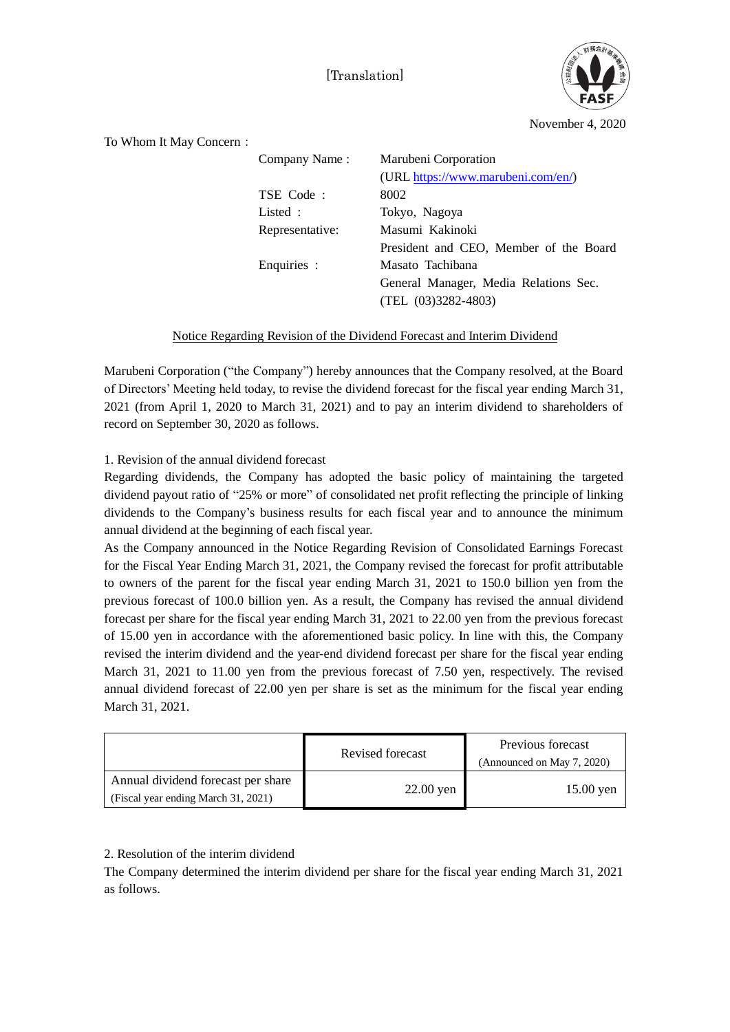[Translation]

November 4, 2020

To Whom It May Concern :

| | |
|---|---|
| Company Name : | Marubeni Corporation (URL https://www.marubeni.com/en/) |
| TSE Code : | 8002 |
| Listed : | Tokyo, Nagoya |
| Representative: | Masumi Kakinoki<br>President and CEO, Member of the Board |
| Enquiries : | Masato Tachibana<br>General Manager, Media Relations Sec.<br>(TEL (03)3282-4803) |

## Notice Regarding Revision of the Dividend Forecast and Interim Dividend

Marubeni Corporation ("the Company") hereby announces that the Company resolved, at the Board of Directors' Meeting held today, to revise the dividend forecast for the fiscal year ending March 31, 2021 (from April 1, 2020 to March 31, 2021) and to pay an interim dividend to shareholders of record on September 30, 2020 as follows.

### 1. Revision of the annual dividend forecast

Regarding dividends, the Company has adopted the basic policy of maintaining the targeted dividend payout ratio of "25% or more" of consolidated net profit reflecting the principle of linking dividends to the Company's business results for each fiscal year and to announce the minimum annual dividend at the beginning of each fiscal year.

As the Company announced in the Notice Regarding Revision of Consolidated Earnings Forecast for the Fiscal Year Ending March 31, 2021, the Company revised the forecast for profit attributable to owners of the parent for the fiscal year ending March 31, 2021 to 150.0 billion yen from the previous forecast of 100.0 billion yen. As a result, the Company has revised the annual dividend forecast per share for the fiscal year ending March 31, 2021 to 22.00 yen from the previous forecast of 15.00 yen in accordance with the aforementioned basic policy. In line with this, the Company revised the interim dividend and the year-end dividend forecast per share for the fiscal year ending March 31, 2021 to 11.00 yen from the previous forecast of 7.50 yen, respectively. The revised annual dividend forecast of 22.00 yen per share is set as the minimum for the fiscal year ending March 31, 2021.

| | Revised forecast | Previous forecast (Announced on May 7, 2020) |
|---|---|---|
| Annual dividend forecast per share (Fiscal year ending March 31, 2021) | 22.00 yen | 15.00 yen |

### 2. Resolution of the interim dividend

The Company determined the interim dividend per share for the fiscal year ending March 31, 2021 as follows.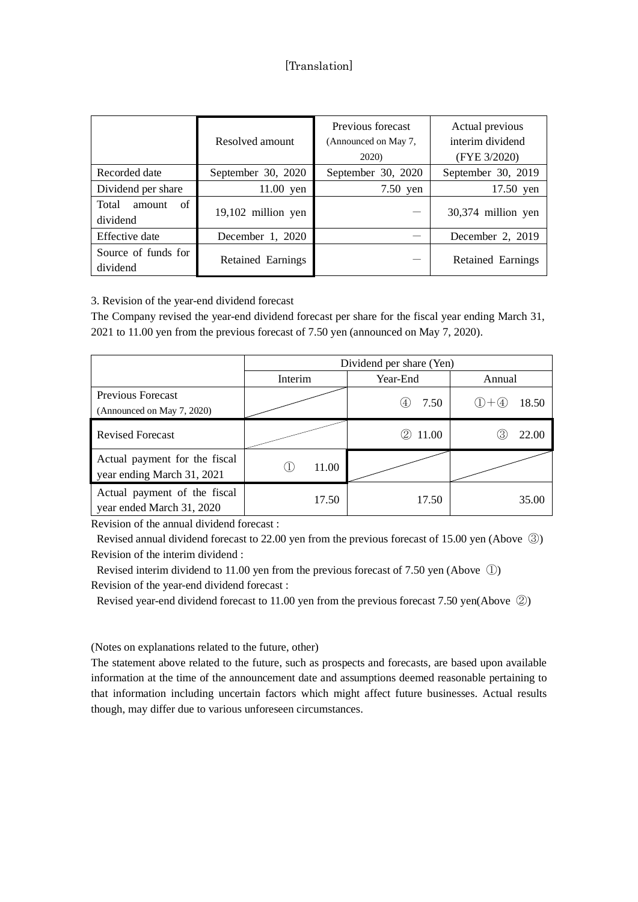[Translation]

| | Resolved amount | Previous forecast (Announced on May 7, 2020) | Actual previous interim dividend (FYE 3/2020) |
|---|---|---|---|
| Recorded date | September 30, 2020 | September 30, 2020 | September 30, 2019 |
| Dividend per share | 11.00 yen | 7.50 yen | 17.50 yen |
| Total amount of dividend | 19,102 million yen | ― | 30,374 million yen |
| Effective date | December 1, 2020 | ― | December 2, 2019 |
| Source of funds for dividend | Retained Earnings | ― | Retained Earnings |

3. Revision of the year-end dividend forecast

The Company revised the year-end dividend forecast per share for the fiscal year ending March 31, 2021 to 11.00 yen from the previous forecast of 7.50 yen (announced on May 7, 2020).

| | Dividend per share (Yen) | | |
|---|---|---|---|
| | Interim | Year-End | Annual |
| Previous Forecast (Announced on May 7, 2020) | | ④ 7.50 | ①+④ 18.50 |
| Revised Forecast | | ② 11.00 | ③ 22.00 |
| Actual payment for the fiscal year ending March 31, 2021 | ① 11.00 | | |
| Actual payment of the fiscal year ended March 31, 2020 | 17.50 | 17.50 | 35.00 |

Revision of the annual dividend forecast :

Revised annual dividend forecast to 22.00 yen from the previous forecast of 15.00 yen (Above ③)

Revision of the interim dividend :

Revised interim dividend to 11.00 yen from the previous forecast of 7.50 yen (Above ①)

Revision of the year-end dividend forecast :

Revised year-end dividend forecast to 11.00 yen from the previous forecast 7.50 yen(Above ②)

(Notes on explanations related to the future, other)

The statement above related to the future, such as prospects and forecasts, are based upon available information at the time of the announcement date and assumptions deemed reasonable pertaining to that information including uncertain factors which might affect future businesses. Actual results though, may differ due to various unforeseen circumstances.